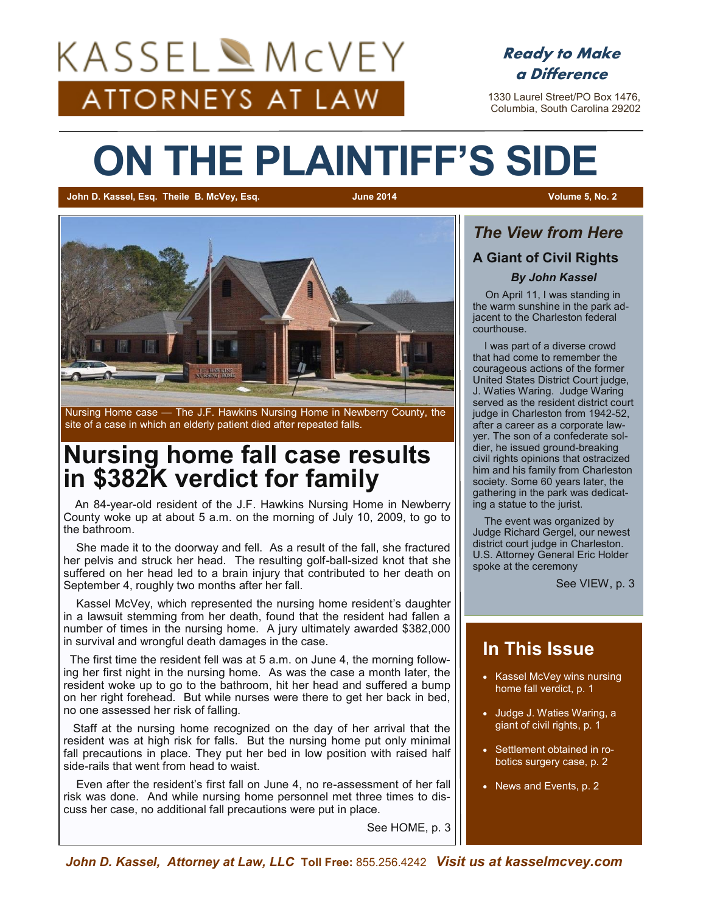# KASSEL McVEY ATTORNEYS AT LAW

***Ready to Make a Difference***

1330 Laurel Street/PO Box 1476, Columbia, South Carolina 29202

# ON THE PLAINTIFF'S SIDE

**John D. Kassel, Esq. Theile B. McVey, Esq.** **June 2014** **Volume 5, No. 2**

Nursing Home case — The J.F. Hawkins Nursing Home in Newberry County, the site of a case in which an elderly patient died after repeated falls.

## Nursing home fall case results in $382K verdict for family

An 84-year-old resident of the J.F. Hawkins Nursing Home in Newberry County woke up at about 5 a.m. on the morning of July 10, 2009, to go to the bathroom.

She made it to the doorway and fell. As a result of the fall, she fractured her pelvis and struck her head. The resulting golf-ball-sized knot that she suffered on her head led to a brain injury that contributed to her death on September 4, roughly two months after her fall.

Kassel McVey, which represented the nursing home resident's daughter in a lawsuit stemming from her death, found that the resident had fallen a number of times in the nursing home. A jury ultimately awarded $382,000 in survival and wrongful death damages in the case.

The first time the resident fell was at 5 a.m. on June 4, the morning following her first night in the nursing home. As was the case a month later, the resident woke up to go to the bathroom, hit her head and suffered a bump on her right forehead. But while nurses were there to get her back in bed, no one assessed her risk of falling.

Staff at the nursing home recognized on the day of her arrival that the resident was at high risk for falls. But the nursing home put only minimal fall precautions in place. They put her bed in low position with raised half side-rails that went from head to waist.

Even after the resident's first fall on June 4, no re-assessment of her fall risk was done. And while nursing home personnel met three times to discuss her case, no additional fall precautions were put in place.

See HOME, p. 3

## *The View from Here*

### A Giant of Civil Rights

***By John Kassel***

On April 11, I was standing in the warm sunshine in the park adjacent to the Charleston federal courthouse.

I was part of a diverse crowd that had come to remember the courageous actions of the former United States District Court judge, J. Waties Waring. Judge Waring served as the resident district court judge in Charleston from 1942-52, after a career as a corporate lawyer. The son of a confederate soldier, he issued ground-breaking civil rights opinions that ostracized him and his family from Charleston society. Some 60 years later, the gathering in the park was dedicating a statue to the jurist.

The event was organized by Judge Richard Gergel, our newest district court judge in Charleston. U.S. Attorney General Eric Holder spoke at the ceremony

See VIEW, p. 3

## In This Issue

- Kassel McVey wins nursing home fall verdict, p. 1
- Judge J. Waties Waring, a giant of civil rights, p. 1
- Settlement obtained in robotics surgery case, p. 2
- News and Events, p. 2

***John D. Kassel, Attorney at Law, LLC*** **Toll Free:** 855.256.4242 ***Visit us at kasselmcvey.com***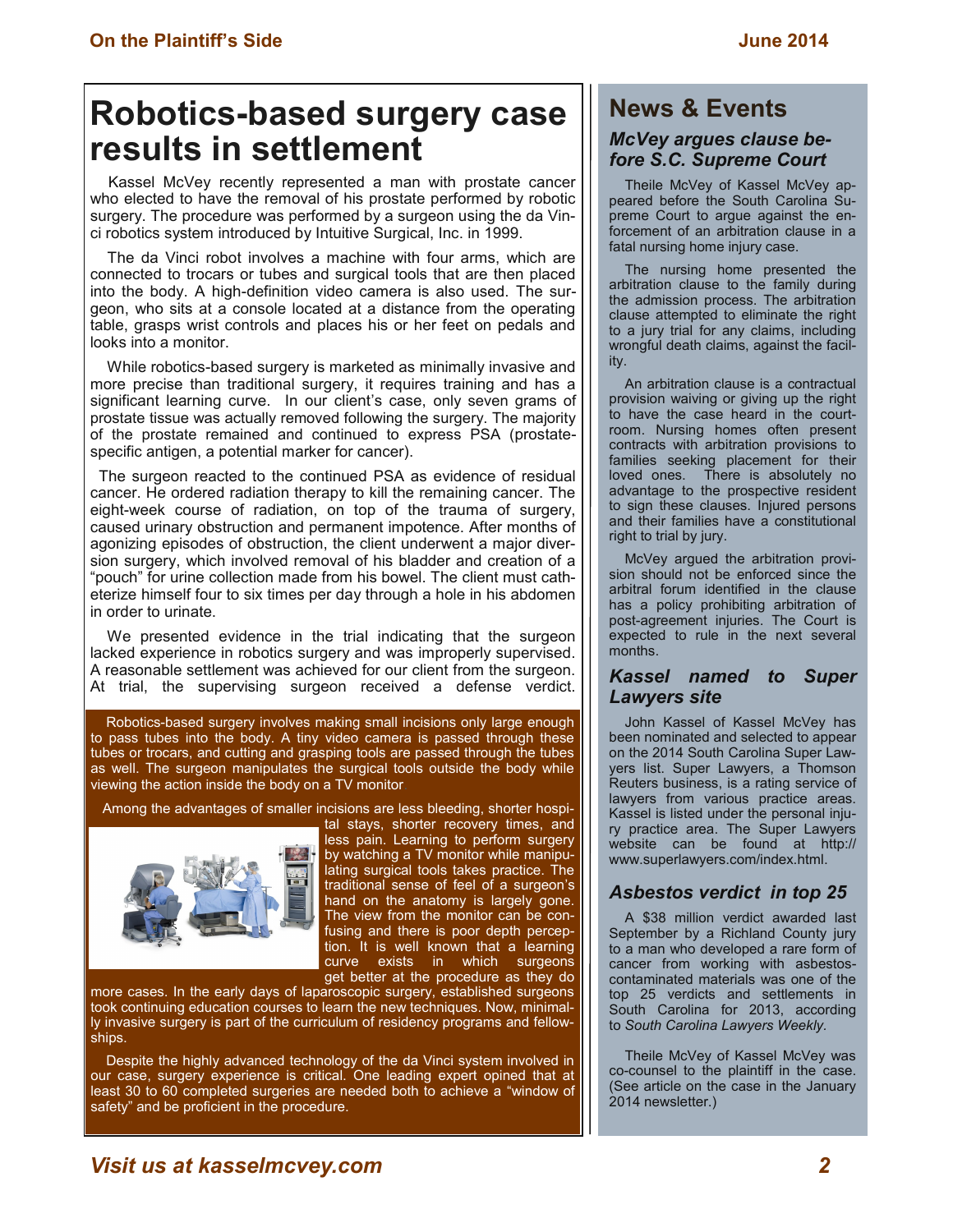# Robotics-based surgery case results in settlement

Kassel McVey recently represented a man with prostate cancer who elected to have the removal of his prostate performed by robotic surgery. The procedure was performed by a surgeon using the da Vinci robotics system introduced by Intuitive Surgical, Inc. in 1999.

The da Vinci robot involves a machine with four arms, which are connected to trocars or tubes and surgical tools that are then placed into the body. A high-definition video camera is also used. The surgeon, who sits at a console located at a distance from the operating table, grasps wrist controls and places his or her feet on pedals and looks into a monitor.

While robotics-based surgery is marketed as minimally invasive and more precise than traditional surgery, it requires training and has a significant learning curve. In our client's case, only seven grams of prostate tissue was actually removed following the surgery. The majority of the prostate remained and continued to express PSA (prostate-specific antigen, a potential marker for cancer).

The surgeon reacted to the continued PSA as evidence of residual cancer. He ordered radiation therapy to kill the remaining cancer. The eight-week course of radiation, on top of the trauma of surgery, caused urinary obstruction and permanent impotence. After months of agonizing episodes of obstruction, the client underwent a major diversion surgery, which involved removal of his bladder and creation of a "pouch" for urine collection made from his bowel. The client must catheterize himself four to six times per day through a hole in his abdomen in order to urinate.

We presented evidence in the trial indicating that the surgeon lacked experience in robotics surgery and was improperly supervised. A reasonable settlement was achieved for our client from the surgeon. At trial, the supervising surgeon received a defense verdict.

Robotics-based surgery involves making small incisions only large enough to pass tubes into the body. A tiny video camera is passed through these tubes or trocars, and cutting and grasping tools are passed through the tubes as well. The surgeon manipulates the surgical tools outside the body while viewing the action inside the body on a TV monitor

Among the advantages of smaller incisions are less bleeding, shorter hospital stays, shorter recovery times, and less pain. Learning to perform surgery by watching a TV monitor while manipulating surgical tools takes practice. The traditional sense of feel of a surgeon's hand on the anatomy is largely gone. The view from the monitor can be confusing and there is poor depth perception. It is well known that a learning curve exists in which surgeons get better at the procedure as they do more cases. In the early days of laparoscopic surgery, established surgeons took continuing education courses to learn the new techniques. Now, minimally invasive surgery is part of the curriculum of residency programs and fellowships.

Despite the highly advanced technology of the da Vinci system involved in our case, surgery experience is critical. One leading expert opined that at least 30 to 60 completed surgeries are needed both to achieve a "window of safety" and be proficient in the procedure.

## News & Events

### *McVey argues clause before S.C. Supreme Court*

Theile McVey of Kassel McVey appeared before the South Carolina Supreme Court to argue against the enforcement of an arbitration clause in a fatal nursing home injury case.

The nursing home presented the arbitration clause to the family during the admission process. The arbitration clause attempted to eliminate the right to a jury trial for any claims, including wrongful death claims, against the facility.

An arbitration clause is a contractual provision waiving or giving up the right to have the case heard in the courtroom. Nursing homes often present contracts with arbitration provisions to families seeking placement for their loved ones. There is absolutely no advantage to the prospective resident to sign these clauses. Injured persons and their families have a constitutional right to trial by jury.

McVey argued the arbitration provision should not be enforced since the arbitral forum identified in the clause has a policy prohibiting arbitration of post-agreement injuries. The Court is expected to rule in the next several months.

### *Kassel named to Super Lawyers site*

John Kassel of Kassel McVey has been nominated and selected to appear on the 2014 South Carolina Super Lawyers list. Super Lawyers, a Thomson Reuters business, is a rating service of lawyers from various practice areas. Kassel is listed under the personal injury practice area. The Super Lawyers website can be found at http://www.superlawyers.com/index.html.

### *Asbestos verdict in top 25*

A $38 million verdict awarded last September by a Richland County jury to a man who developed a rare form of cancer from working with asbestos-contaminated materials was one of the top 25 verdicts and settlements in South Carolina for 2013, according to *South Carolina Lawyers Weekly.*

Theile McVey of Kassel McVey was co-counsel to the plaintiff in the case. (See article on the case in the January 2014 newsletter.)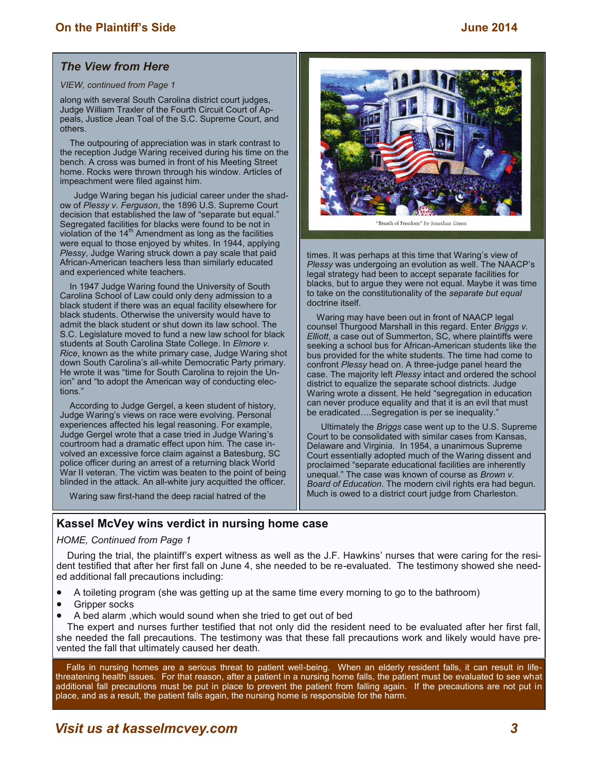## *The View from Here*

*VIEW, continued from Page 1*

along with several South Carolina district court judges, Judge William Traxler of the Fourth Circuit Court of Appeals, Justice Jean Toal of the S.C. Supreme Court, and others.

The outpouring of appreciation was in stark contrast to the reception Judge Waring received during his time on the bench. A cross was burned in front of his Meeting Street home. Rocks were thrown through his window. Articles of impeachment were filed against him.

Judge Waring began his judicial career under the shadow of *Plessy v. Ferguson*, the 1896 U.S. Supreme Court decision that established the law of "separate but equal." Segregated facilities for blacks were found to be not in violation of the 14th Amendment as long as the facilities were equal to those enjoyed by whites. In 1944, applying *Plessy*, Judge Waring struck down a pay scale that paid African-American teachers less than similarly educated and experienced white teachers.

In 1947 Judge Waring found the University of South Carolina School of Law could only deny admission to a black student if there was an equal facility elsewhere for black students. Otherwise the university would have to admit the black student or shut down its law school. The S.C. Legislature moved to fund a new law school for black students at South Carolina State College. In *Elmore v. Rice*, known as the white primary case, Judge Waring shot down South Carolina's all-white Democratic Party primary. He wrote it was "time for South Carolina to rejoin the Union" and "to adopt the American way of conducting elections."

According to Judge Gergel, a keen student of history, Judge Waring's views on race were evolving. Personal experiences affected his legal reasoning. For example, Judge Gergel wrote that a case tried in Judge Waring's courtroom had a dramatic effect upon him. The case involved an excessive force claim against a Batesburg, SC police officer during an arrest of a returning black World War II veteran. The victim was beaten to the point of being blinded in the attack. An all-white jury acquitted the officer.

Waring saw first-hand the deep racial hatred of the times. It was perhaps at this time that Waring's view of *Plessy* was undergoing an evolution as well. The NAACP's legal strategy had been to accept separate facilities for blacks, but to argue they were not equal. Maybe it was time to take on the constitutionality of the *separate but equal* doctrine itself.

Waring may have been out in front of NAACP legal counsel Thurgood Marshall in this regard. Enter *Briggs v. Elliott*, a case out of Summerton, SC, where plaintiffs were seeking a school bus for African-American students like the bus provided for the white students. The time had come to confront *Plessy* head on. A three-judge panel heard the case. The majority left *Plessy* intact and ordered the school district to equalize the separate school districts. Judge Waring wrote a dissent. He held "segregation in education can never produce equality and that it is an evil that must be eradicated….Segregation is per se inequality."

Ultimately the *Briggs* case went up to the U.S. Supreme Court to be consolidated with similar cases from Kansas, Delaware and Virginia. In 1954, a unanimous Supreme Court essentially adopted much of the Waring dissent and proclaimed "separate educational facilities are inherently unequal." The case was known of course as *Brown v. Board of Education*. The modern civil rights era had begun. Much is owed to a district court judge from Charleston.

"Breath of Freedom" *by Jonathan Green*

## Kassel McVey wins verdict in nursing home case

*HOME, Continued from Page 1*

During the trial, the plaintiff's expert witness as well as the J.F. Hawkins' nurses that were caring for the resident testified that after her first fall on June 4, she needed to be re-evaluated. The testimony showed she needed additional fall precautions including:

- A toileting program (she was getting up at the same time every morning to go to the bathroom)
- Gripper socks
- A bed alarm ,which would sound when she tried to get out of bed

The expert and nurses further testified that not only did the resident need to be evaluated after her first fall, she needed the fall precautions. The testimony was that these fall precautions work and likely would have prevented the fall that ultimately caused her death.

Falls in nursing homes are a serious threat to patient well-being. When an elderly resident falls, it can result in life-threatening health issues. For that reason, after a patient in a nursing home falls, the patient must be evaluated to see what additional fall precautions must be put in place to prevent the patient from falling again. If the precautions are not put in place, and as a result, the patient falls again, the nursing home is responsible for the harm.

***Visit us at kasselmcvey.com***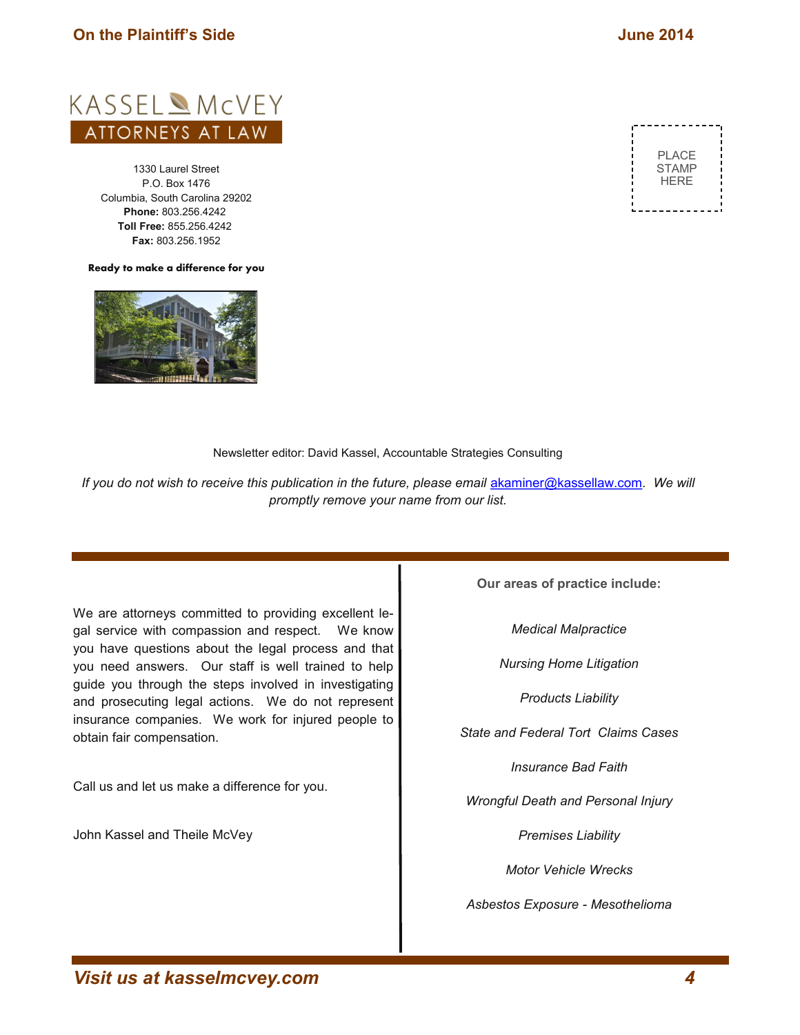KASSEL McVEY

ATTORNEYS AT LAW

1330 Laurel Street
P.O. Box 1476
Columbia, South Carolina 29202
**Phone:** 803.256.4242
**Toll Free:** 855.256.4242
**Fax:** 803.256.1952

**Ready to make a difference for you**

PLACE STAMP HERE

Newsletter editor: David Kassel, Accountable Strategies Consulting

*If you do not wish to receive this publication in the future, please email akaminer@kassellaw.com. We will promptly remove your name from our list.*

We are attorneys committed to providing excellent legal service with compassion and respect. We know you have questions about the legal process and that you need answers. Our staff is well trained to help guide you through the steps involved in investigating and prosecuting legal actions. We do not represent insurance companies. We work for injured people to obtain fair compensation.

Call us and let us make a difference for you.

John Kassel and Theile McVey

**Our areas of practice include:**

*Medical Malpractice*

*Nursing Home Litigation*

*Products Liability*

*State and Federal Tort Claims Cases*

*Insurance Bad Faith*

*Wrongful Death and Personal Injury*

*Premises Liability*

*Motor Vehicle Wrecks*

*Asbestos Exposure - Mesothelioma*